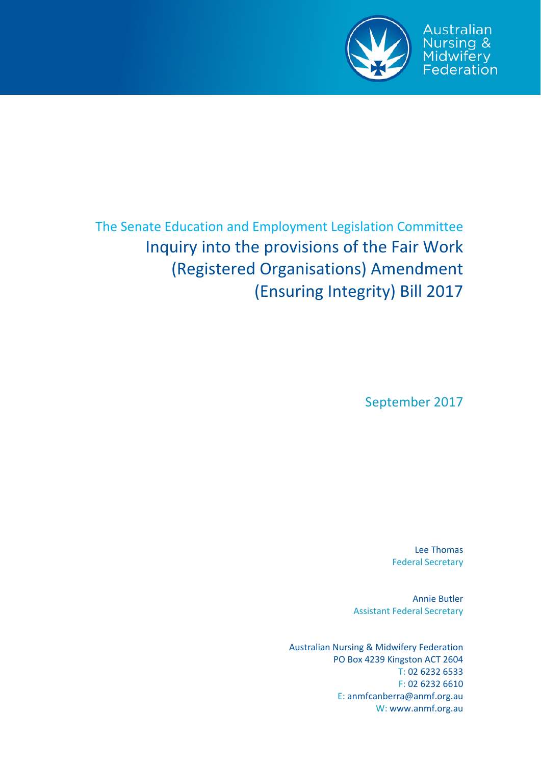Australian Nursing & Midwifery Federation

The Senate Education and Employment Legislation Committee

# Inquiry into the provisions of the Fair Work (Registered Organisations) Amendment (Ensuring Integrity) Bill 2017

September 2017

Lee Thomas
Federal Secretary

Annie Butler
Assistant Federal Secretary

Australian Nursing & Midwifery Federation
PO Box 4239 Kingston ACT 2604
T: 02 6232 6533
F: 02 6232 6610
E: anmfcanberra@anmf.org.au
W: www.anmf.org.au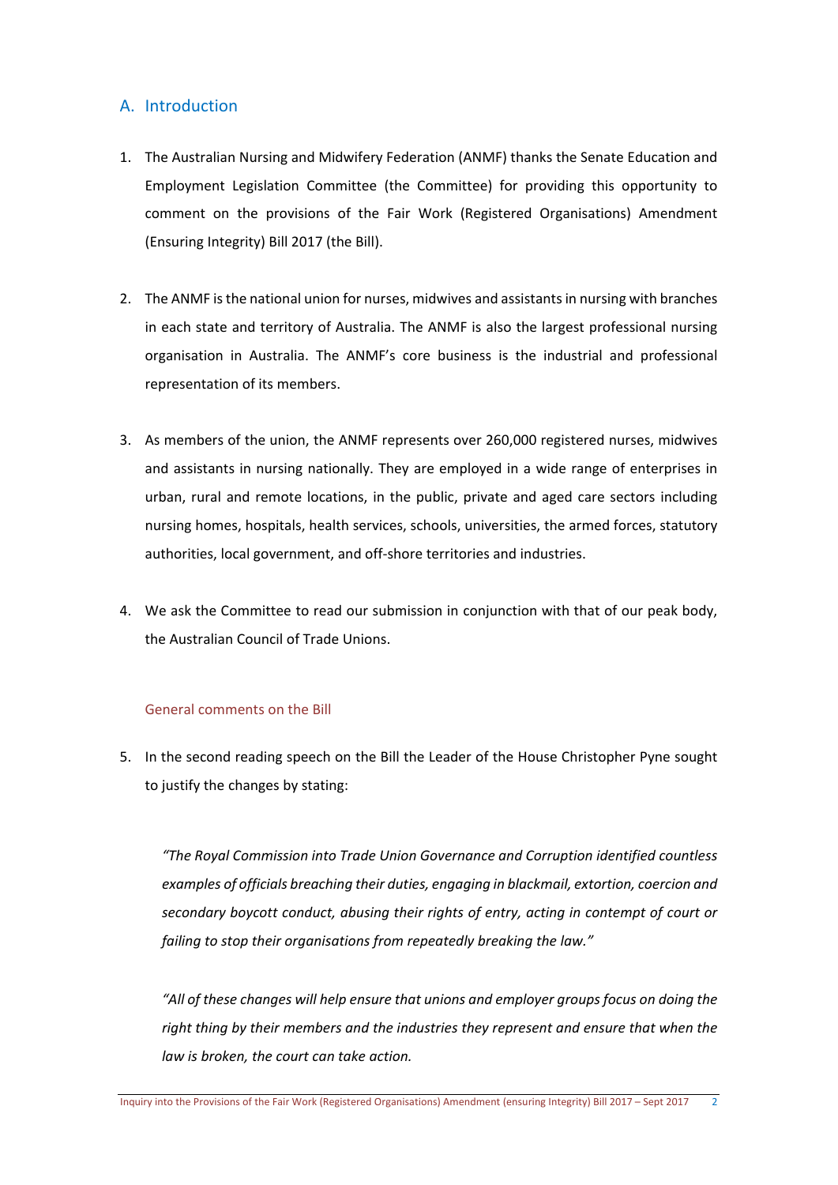## A. Introduction

1. The Australian Nursing and Midwifery Federation (ANMF) thanks the Senate Education and Employment Legislation Committee (the Committee) for providing this opportunity to comment on the provisions of the Fair Work (Registered Organisations) Amendment (Ensuring Integrity) Bill 2017 (the Bill).

2. The ANMF is the national union for nurses, midwives and assistants in nursing with branches in each state and territory of Australia. The ANMF is also the largest professional nursing organisation in Australia. The ANMF's core business is the industrial and professional representation of its members.

3. As members of the union, the ANMF represents over 260,000 registered nurses, midwives and assistants in nursing nationally. They are employed in a wide range of enterprises in urban, rural and remote locations, in the public, private and aged care sectors including nursing homes, hospitals, health services, schools, universities, the armed forces, statutory authorities, local government, and off-shore territories and industries.

4. We ask the Committee to read our submission in conjunction with that of our peak body, the Australian Council of Trade Unions.

### General comments on the Bill

5. In the second reading speech on the Bill the Leader of the House Christopher Pyne sought to justify the changes by stating:

   *"The Royal Commission into Trade Union Governance and Corruption identified countless examples of officials breaching their duties, engaging in blackmail, extortion, coercion and secondary boycott conduct, abusing their rights of entry, acting in contempt of court or failing to stop their organisations from repeatedly breaking the law."*

   *"All of these changes will help ensure that unions and employer groups focus on doing the right thing by their members and the industries they represent and ensure that when the law is broken, the court can take action.*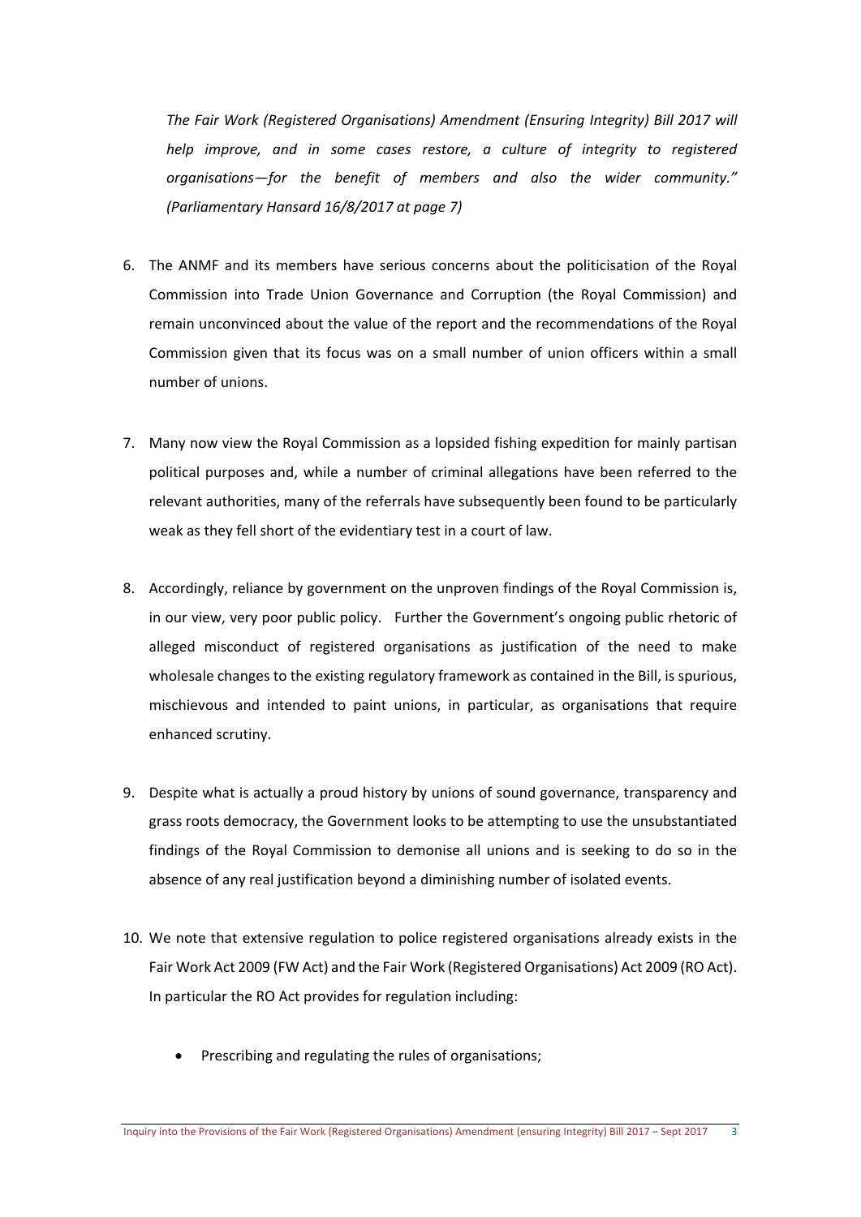*The Fair Work (Registered Organisations) Amendment (Ensuring Integrity) Bill 2017 will help improve, and in some cases restore, a culture of integrity to registered organisations—for the benefit of members and also the wider community." (Parliamentary Hansard 16/8/2017 at page 7)*

6. The ANMF and its members have serious concerns about the politicisation of the Royal Commission into Trade Union Governance and Corruption (the Royal Commission) and remain unconvinced about the value of the report and the recommendations of the Royal Commission given that its focus was on a small number of union officers within a small number of unions.

7. Many now view the Royal Commission as a lopsided fishing expedition for mainly partisan political purposes and, while a number of criminal allegations have been referred to the relevant authorities, many of the referrals have subsequently been found to be particularly weak as they fell short of the evidentiary test in a court of law.

8. Accordingly, reliance by government on the unproven findings of the Royal Commission is, in our view, very poor public policy. Further the Government's ongoing public rhetoric of alleged misconduct of registered organisations as justification of the need to make wholesale changes to the existing regulatory framework as contained in the Bill, is spurious, mischievous and intended to paint unions, in particular, as organisations that require enhanced scrutiny.

9. Despite what is actually a proud history by unions of sound governance, transparency and grass roots democracy, the Government looks to be attempting to use the unsubstantiated findings of the Royal Commission to demonise all unions and is seeking to do so in the absence of any real justification beyond a diminishing number of isolated events.

10. We note that extensive regulation to police registered organisations already exists in the Fair Work Act 2009 (FW Act) and the Fair Work (Registered Organisations) Act 2009 (RO Act). In particular the RO Act provides for regulation including:

    - Prescribing and regulating the rules of organisations;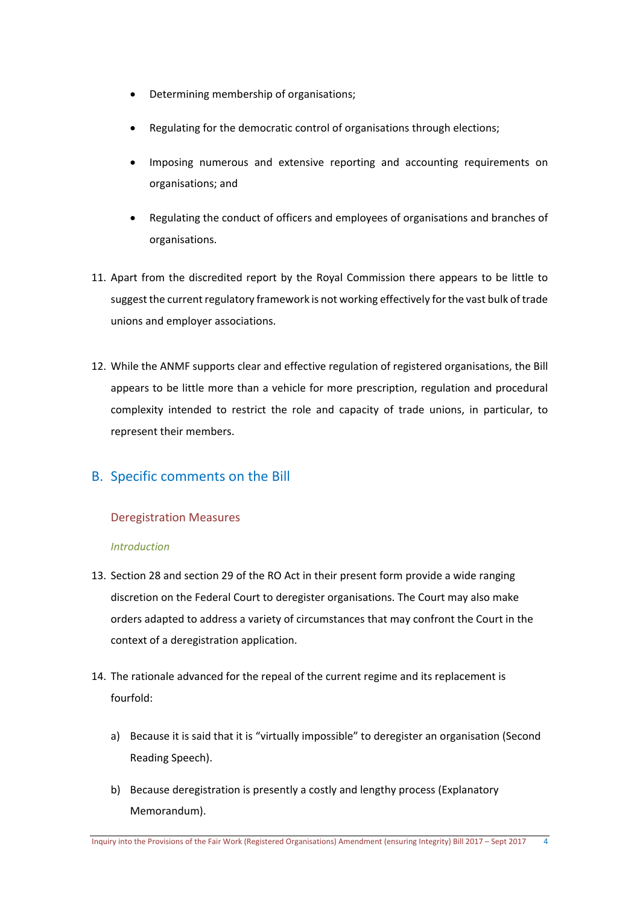- Determining membership of organisations;
- Regulating for the democratic control of organisations through elections;
- Imposing numerous and extensive reporting and accounting requirements on organisations; and
- Regulating the conduct of officers and employees of organisations and branches of organisations.

11. Apart from the discredited report by the Royal Commission there appears to be little to suggest the current regulatory framework is not working effectively for the vast bulk of trade unions and employer associations.

12. While the ANMF supports clear and effective regulation of registered organisations, the Bill appears to be little more than a vehicle for more prescription, regulation and procedural complexity intended to restrict the role and capacity of trade unions, in particular, to represent their members.

## B. Specific comments on the Bill

### Deregistration Measures

#### *Introduction*

13. Section 28 and section 29 of the RO Act in their present form provide a wide ranging discretion on the Federal Court to deregister organisations. The Court may also make orders adapted to address a variety of circumstances that may confront the Court in the context of a deregistration application.

14. The rationale advanced for the repeal of the current regime and its replacement is fourfold:

    a) Because it is said that it is "virtually impossible" to deregister an organisation (Second Reading Speech).

    b) Because deregistration is presently a costly and lengthy process (Explanatory Memorandum).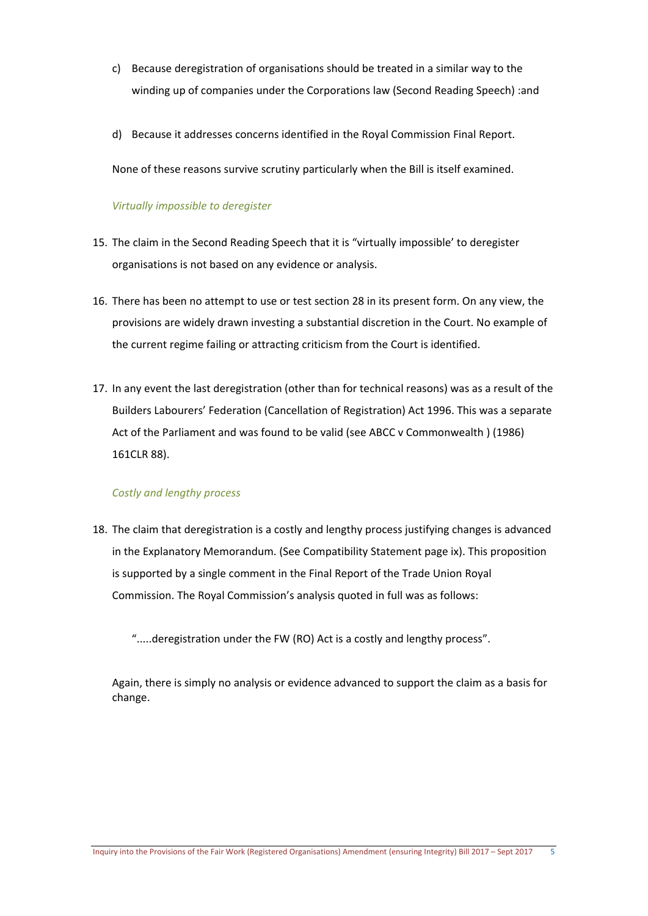c) Because deregistration of organisations should be treated in a similar way to the winding up of companies under the Corporations law (Second Reading Speech) :and

d) Because it addresses concerns identified in the Royal Commission Final Report.

None of these reasons survive scrutiny particularly when the Bill is itself examined.

*Virtually impossible to deregister*

15. The claim in the Second Reading Speech that it is "virtually impossible' to deregister organisations is not based on any evidence or analysis.

16. There has been no attempt to use or test section 28 in its present form. On any view, the provisions are widely drawn investing a substantial discretion in the Court. No example of the current regime failing or attracting criticism from the Court is identified.

17. In any event the last deregistration (other than for technical reasons) was as a result of the Builders Labourers' Federation (Cancellation of Registration) Act 1996. This was a separate Act of the Parliament and was found to be valid (see ABCC v Commonwealth ) (1986) 161CLR 88).

*Costly and lengthy process*

18. The claim that deregistration is a costly and lengthy process justifying changes is advanced in the Explanatory Memorandum. (See Compatibility Statement page ix). This proposition is supported by a single comment in the Final Report of the Trade Union Royal Commission. The Royal Commission's analysis quoted in full was as follows:

    ".....deregistration under the FW (RO) Act is a costly and lengthy process".

    Again, there is simply no analysis or evidence advanced to support the claim as a basis for change.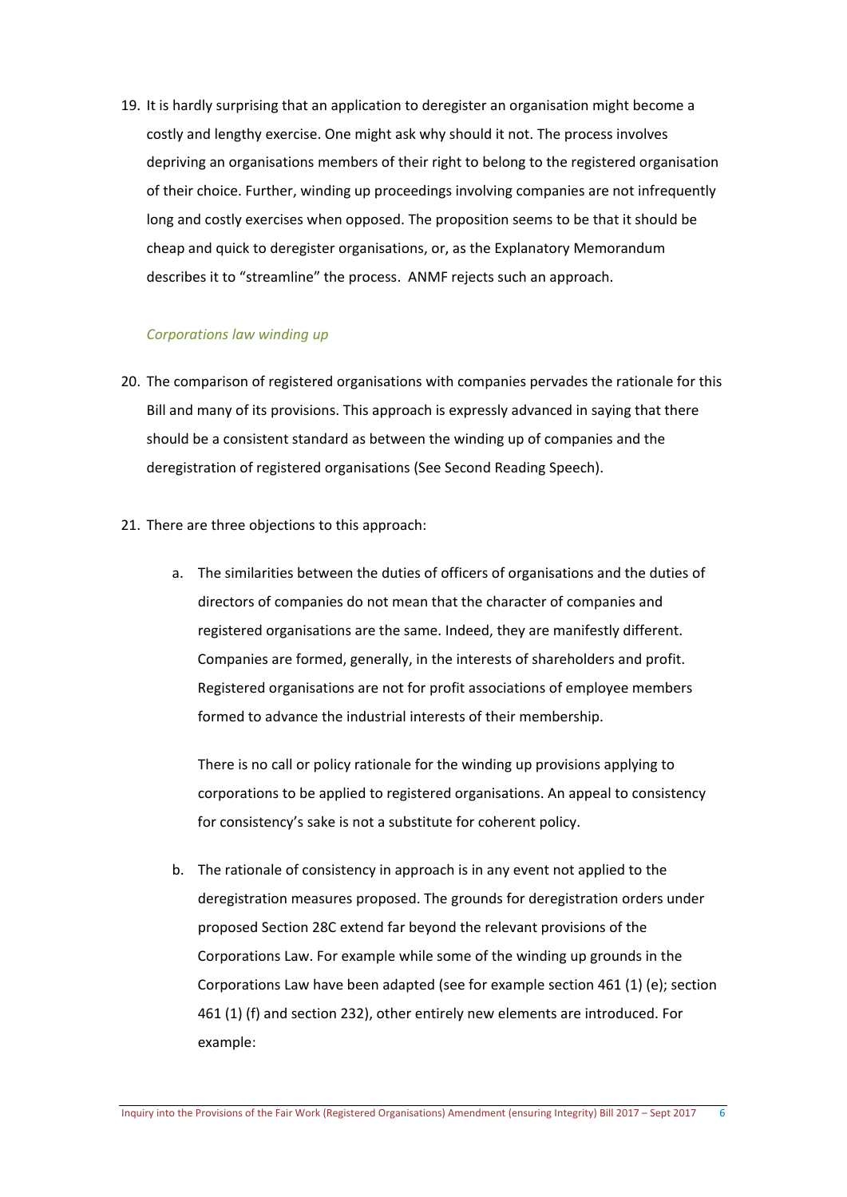19. It is hardly surprising that an application to deregister an organisation might become a costly and lengthy exercise. One might ask why should it not. The process involves depriving an organisations members of their right to belong to the registered organisation of their choice. Further, winding up proceedings involving companies are not infrequently long and costly exercises when opposed. The proposition seems to be that it should be cheap and quick to deregister organisations, or, as the Explanatory Memorandum describes it to "streamline" the process. ANMF rejects such an approach.

*Corporations law winding up*

20. The comparison of registered organisations with companies pervades the rationale for this Bill and many of its provisions. This approach is expressly advanced in saying that there should be a consistent standard as between the winding up of companies and the deregistration of registered organisations (See Second Reading Speech).

21. There are three objections to this approach:

    a. The similarities between the duties of officers of organisations and the duties of directors of companies do not mean that the character of companies and registered organisations are the same. Indeed, they are manifestly different. Companies are formed, generally, in the interests of shareholders and profit. Registered organisations are not for profit associations of employee members formed to advance the industrial interests of their membership.

       There is no call or policy rationale for the winding up provisions applying to corporations to be applied to registered organisations. An appeal to consistency for consistency's sake is not a substitute for coherent policy.

    b. The rationale of consistency in approach is in any event not applied to the deregistration measures proposed. The grounds for deregistration orders under proposed Section 28C extend far beyond the relevant provisions of the Corporations Law. For example while some of the winding up grounds in the Corporations Law have been adapted (see for example section 461 (1) (e); section 461 (1) (f) and section 232), other entirely new elements are introduced. For example: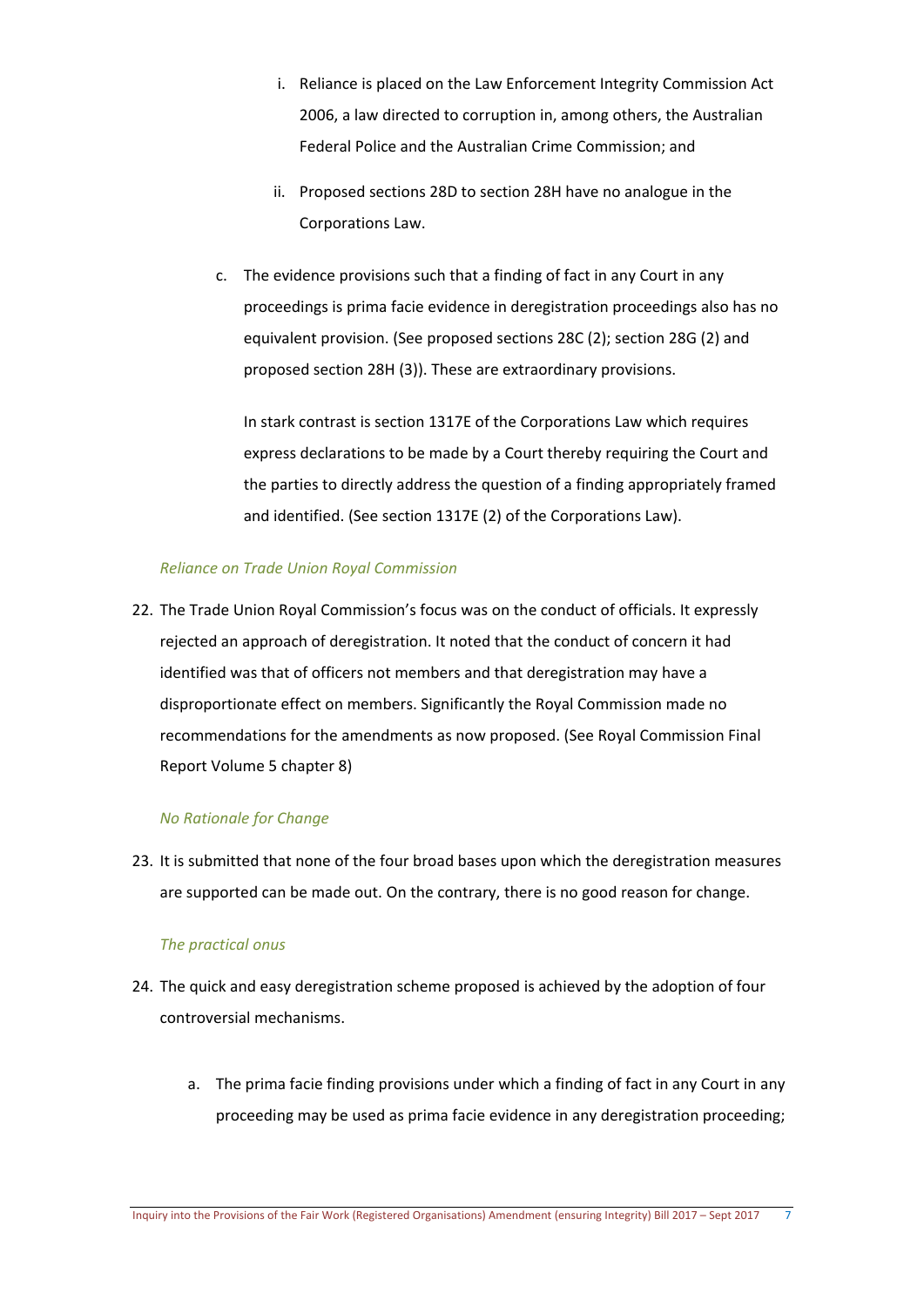i. Reliance is placed on the Law Enforcement Integrity Commission Act 2006, a law directed to corruption in, among others, the Australian Federal Police and the Australian Crime Commission; and

   ii. Proposed sections 28D to section 28H have no analogue in the Corporations Law.

c. The evidence provisions such that a finding of fact in any Court in any proceedings is prima facie evidence in deregistration proceedings also has no equivalent provision. (See proposed sections 28C (2); section 28G (2) and proposed section 28H (3)). These are extraordinary provisions.

   In stark contrast is section 1317E of the Corporations Law which requires express declarations to be made by a Court thereby requiring the Court and the parties to directly address the question of a finding appropriately framed and identified. (See section 1317E (2) of the Corporations Law).

*Reliance on Trade Union Royal Commission*

22. The Trade Union Royal Commission's focus was on the conduct of officials. It expressly rejected an approach of deregistration. It noted that the conduct of concern it had identified was that of officers not members and that deregistration may have a disproportionate effect on members. Significantly the Royal Commission made no recommendations for the amendments as now proposed. (See Royal Commission Final Report Volume 5 chapter 8)

*No Rationale for Change*

23. It is submitted that none of the four broad bases upon which the deregistration measures are supported can be made out. On the contrary, there is no good reason for change.

*The practical onus*

24. The quick and easy deregistration scheme proposed is achieved by the adoption of four controversial mechanisms.

    a. The prima facie finding provisions under which a finding of fact in any Court in any proceeding may be used as prima facie evidence in any deregistration proceeding;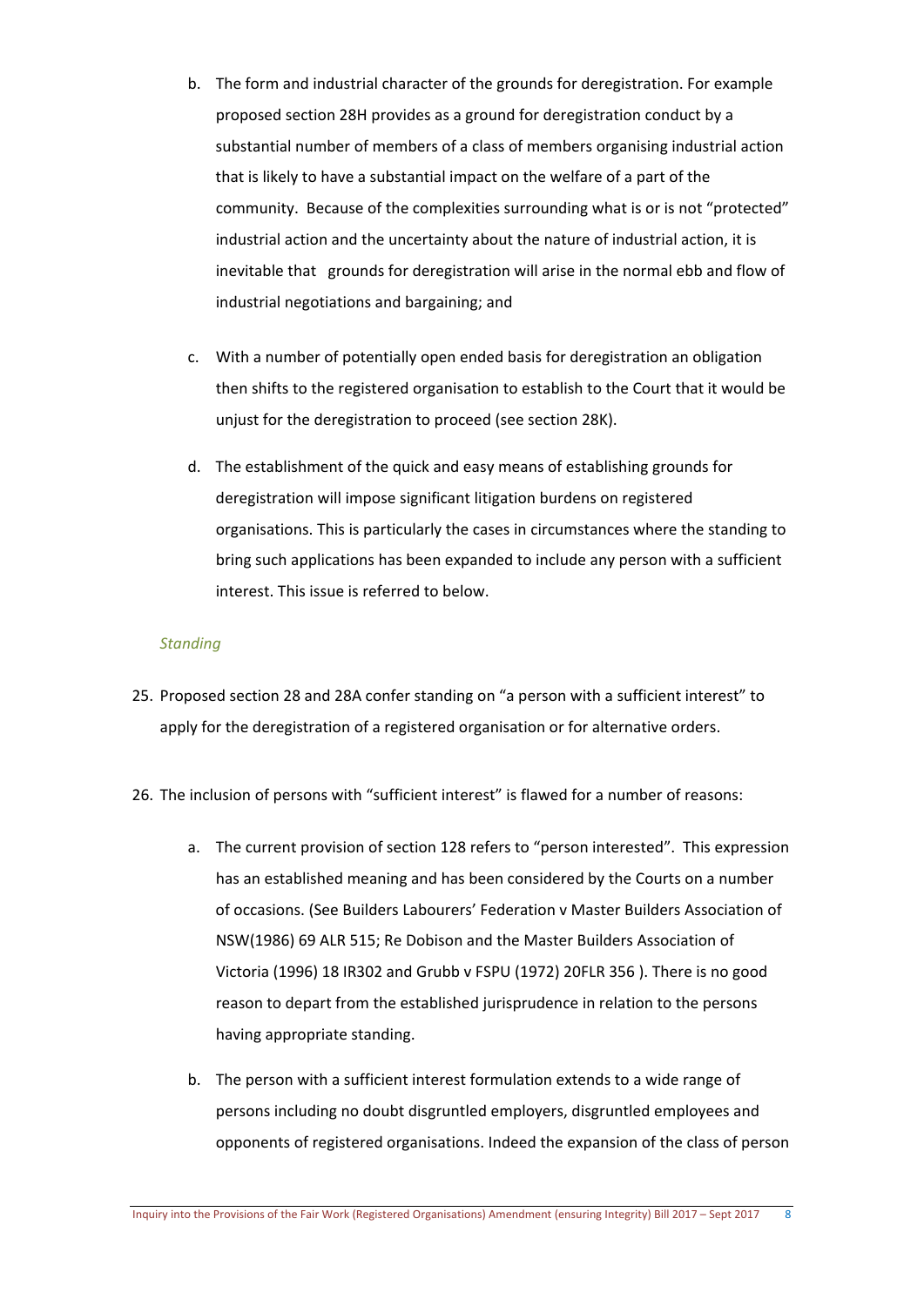b. The form and industrial character of the grounds for deregistration. For example proposed section 28H provides as a ground for deregistration conduct by a substantial number of members of a class of members organising industrial action that is likely to have a substantial impact on the welfare of a part of the community. Because of the complexities surrounding what is or is not "protected" industrial action and the uncertainty about the nature of industrial action, it is inevitable that grounds for deregistration will arise in the normal ebb and flow of industrial negotiations and bargaining; and

c. With a number of potentially open ended basis for deregistration an obligation then shifts to the registered organisation to establish to the Court that it would be unjust for the deregistration to proceed (see section 28K).

d. The establishment of the quick and easy means of establishing grounds for deregistration will impose significant litigation burdens on registered organisations. This is particularly the cases in circumstances where the standing to bring such applications has been expanded to include any person with a sufficient interest. This issue is referred to below.

*Standing*

25. Proposed section 28 and 28A confer standing on "a person with a sufficient interest" to apply for the deregistration of a registered organisation or for alternative orders.

26. The inclusion of persons with "sufficient interest" is flawed for a number of reasons:

    a. The current provision of section 128 refers to "person interested". This expression has an established meaning and has been considered by the Courts on a number of occasions. (See Builders Labourers' Federation v Master Builders Association of NSW(1986) 69 ALR 515; Re Dobison and the Master Builders Association of Victoria (1996) 18 IR302 and Grubb v FSPU (1972) 20FLR 356 ). There is no good reason to depart from the established jurisprudence in relation to the persons having appropriate standing.

    b. The person with a sufficient interest formulation extends to a wide range of persons including no doubt disgruntled employers, disgruntled employees and opponents of registered organisations. Indeed the expansion of the class of person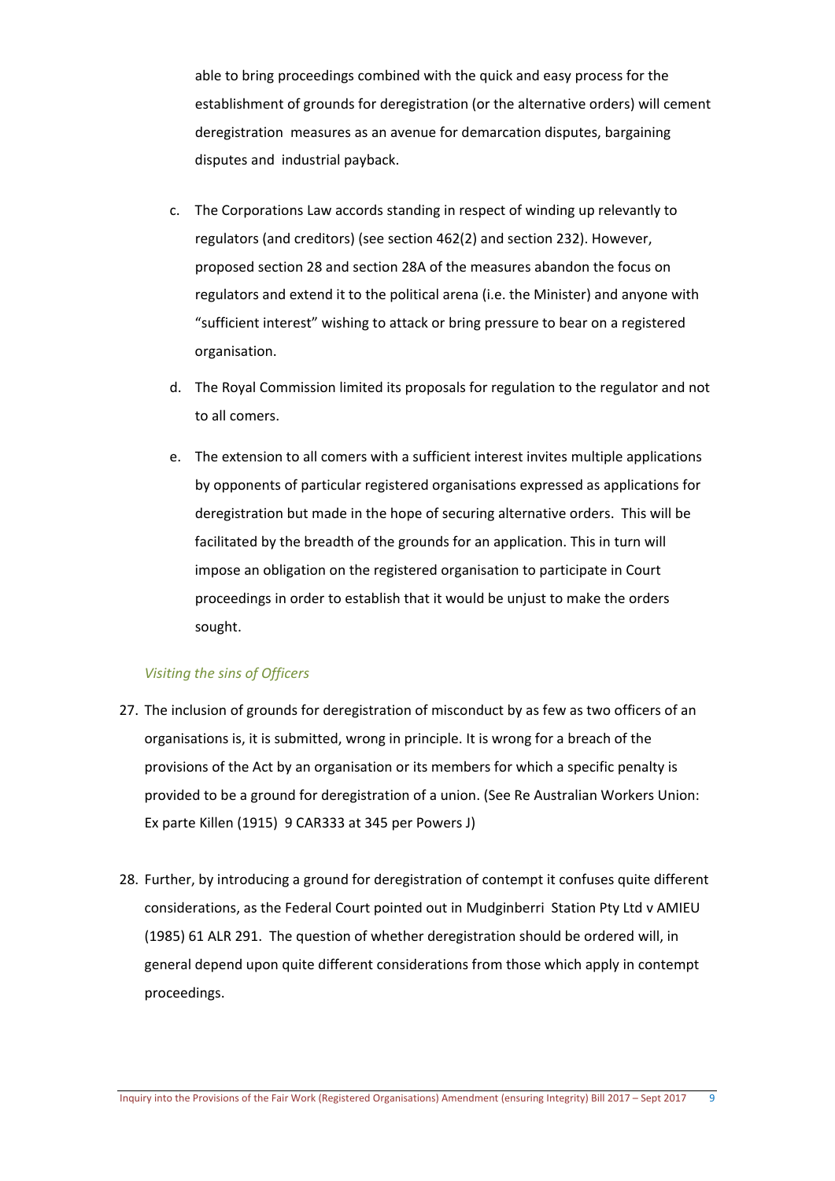able to bring proceedings combined with the quick and easy process for the establishment of grounds for deregistration (or the alternative orders) will cement deregistration measures as an avenue for demarcation disputes, bargaining disputes and industrial payback.

c. The Corporations Law accords standing in respect of winding up relevantly to regulators (and creditors) (see section 462(2) and section 232). However, proposed section 28 and section 28A of the measures abandon the focus on regulators and extend it to the political arena (i.e. the Minister) and anyone with "sufficient interest" wishing to attack or bring pressure to bear on a registered organisation.

d. The Royal Commission limited its proposals for regulation to the regulator and not to all comers.

e. The extension to all comers with a sufficient interest invites multiple applications by opponents of particular registered organisations expressed as applications for deregistration but made in the hope of securing alternative orders. This will be facilitated by the breadth of the grounds for an application. This in turn will impose an obligation on the registered organisation to participate in Court proceedings in order to establish that it would be unjust to make the orders sought.

*Visiting the sins of Officers*

27. The inclusion of grounds for deregistration of misconduct by as few as two officers of an organisations is, it is submitted, wrong in principle. It is wrong for a breach of the provisions of the Act by an organisation or its members for which a specific penalty is provided to be a ground for deregistration of a union. (See Re Australian Workers Union: Ex parte Killen (1915) 9 CAR333 at 345 per Powers J)

28. Further, by introducing a ground for deregistration of contempt it confuses quite different considerations, as the Federal Court pointed out in Mudginberri Station Pty Ltd v AMIEU (1985) 61 ALR 291. The question of whether deregistration should be ordered will, in general depend upon quite different considerations from those which apply in contempt proceedings.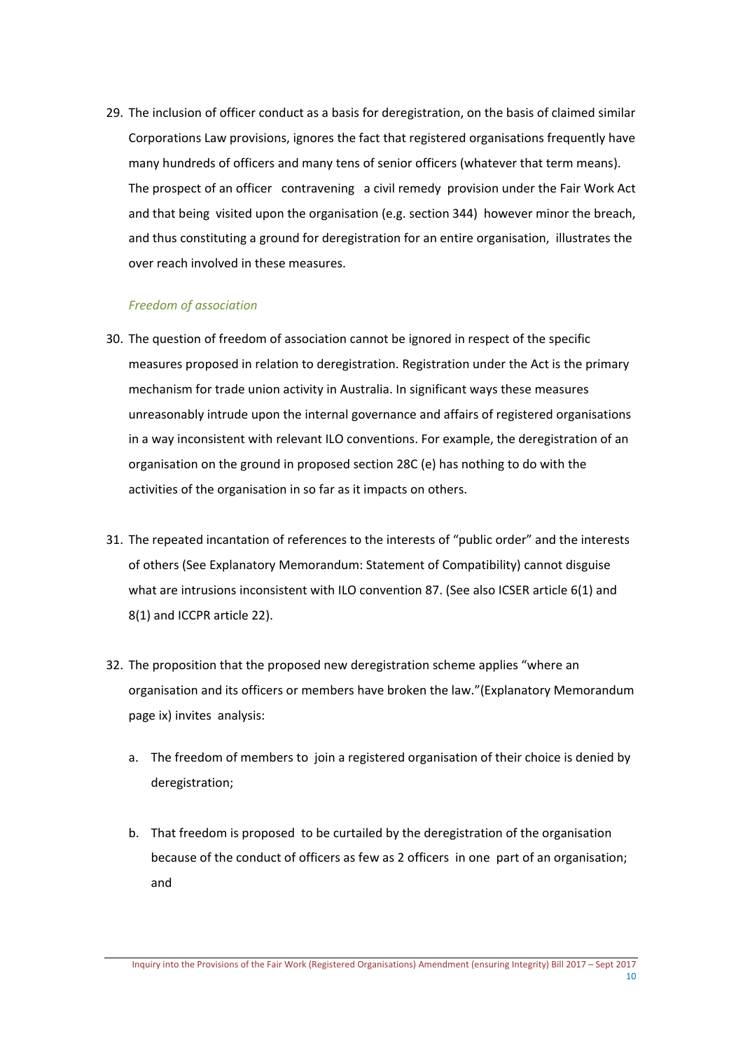29. The inclusion of officer conduct as a basis for deregistration, on the basis of claimed similar Corporations Law provisions, ignores the fact that registered organisations frequently have many hundreds of officers and many tens of senior officers (whatever that term means). The prospect of an officer contravening a civil remedy provision under the Fair Work Act and that being visited upon the organisation (e.g. section 344) however minor the breach, and thus constituting a ground for deregistration for an entire organisation, illustrates the over reach involved in these measures.

*Freedom of association*

30. The question of freedom of association cannot be ignored in respect of the specific measures proposed in relation to deregistration. Registration under the Act is the primary mechanism for trade union activity in Australia. In significant ways these measures unreasonably intrude upon the internal governance and affairs of registered organisations in a way inconsistent with relevant ILO conventions. For example, the deregistration of an organisation on the ground in proposed section 28C (e) has nothing to do with the activities of the organisation in so far as it impacts on others.

31. The repeated incantation of references to the interests of "public order" and the interests of others (See Explanatory Memorandum: Statement of Compatibility) cannot disguise what are intrusions inconsistent with ILO convention 87. (See also ICSER article 6(1) and 8(1) and ICCPR article 22).

32. The proposition that the proposed new deregistration scheme applies "where an organisation and its officers or members have broken the law."(Explanatory Memorandum page ix) invites analysis:

    a. The freedom of members to join a registered organisation of their choice is denied by deregistration;

    b. That freedom is proposed to be curtailed by the deregistration of the organisation because of the conduct of officers as few as 2 officers in one part of an organisation; and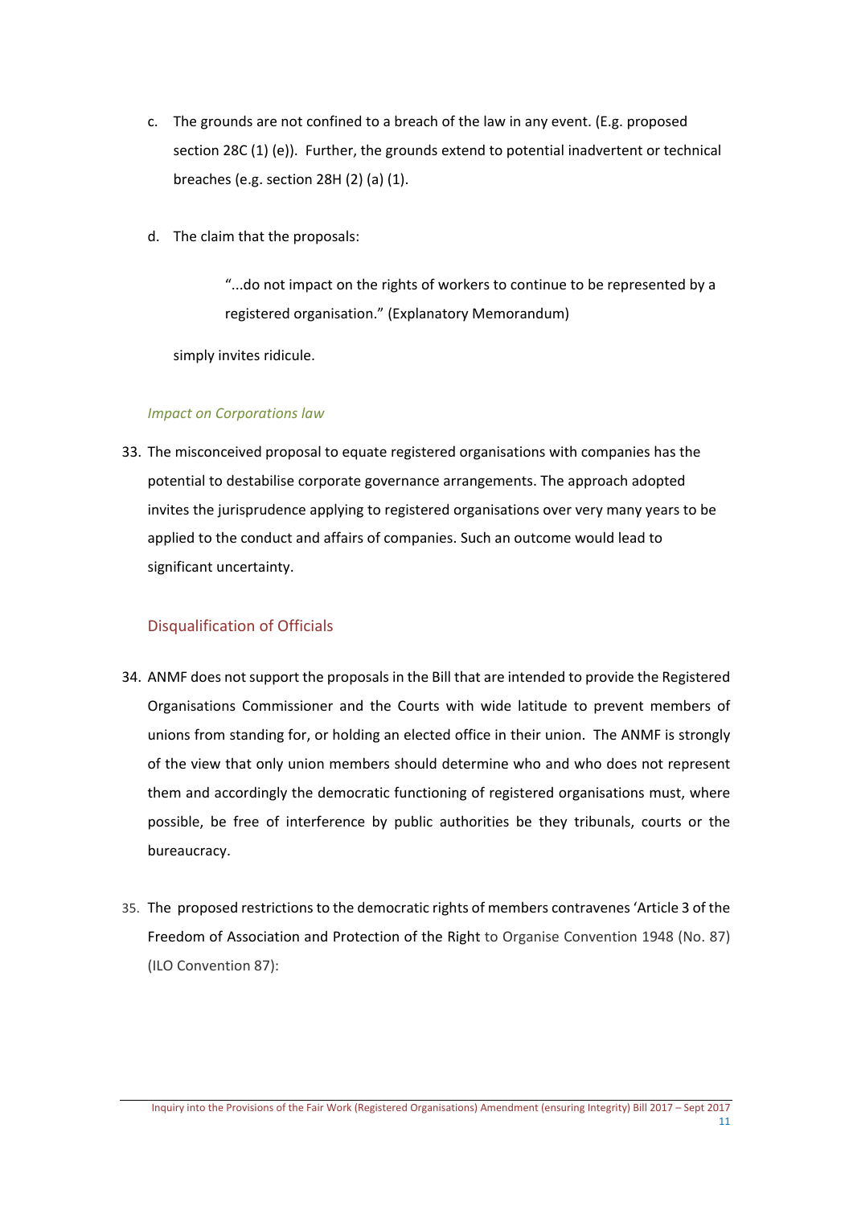c. The grounds are not confined to a breach of the law in any event. (E.g. proposed section 28C (1) (e)). Further, the grounds extend to potential inadvertent or technical breaches (e.g. section 28H (2) (a) (1).

d. The claim that the proposals:

> "...do not impact on the rights of workers to continue to be represented by a registered organisation." (Explanatory Memorandum)

simply invites ridicule.

*Impact on Corporations law*

33. The misconceived proposal to equate registered organisations with companies has the potential to destabilise corporate governance arrangements. The approach adopted invites the jurisprudence applying to registered organisations over very many years to be applied to the conduct and affairs of companies. Such an outcome would lead to significant uncertainty.

## Disqualification of Officials

34. ANMF does not support the proposals in the Bill that are intended to provide the Registered Organisations Commissioner and the Courts with wide latitude to prevent members of unions from standing for, or holding an elected office in their union. The ANMF is strongly of the view that only union members should determine who and who does not represent them and accordingly the democratic functioning of registered organisations must, where possible, be free of interference by public authorities be they tribunals, courts or the bureaucracy.

35. The proposed restrictions to the democratic rights of members contravenes 'Article 3 of the Freedom of Association and Protection of the Right to Organise Convention 1948 (No. 87) (ILO Convention 87):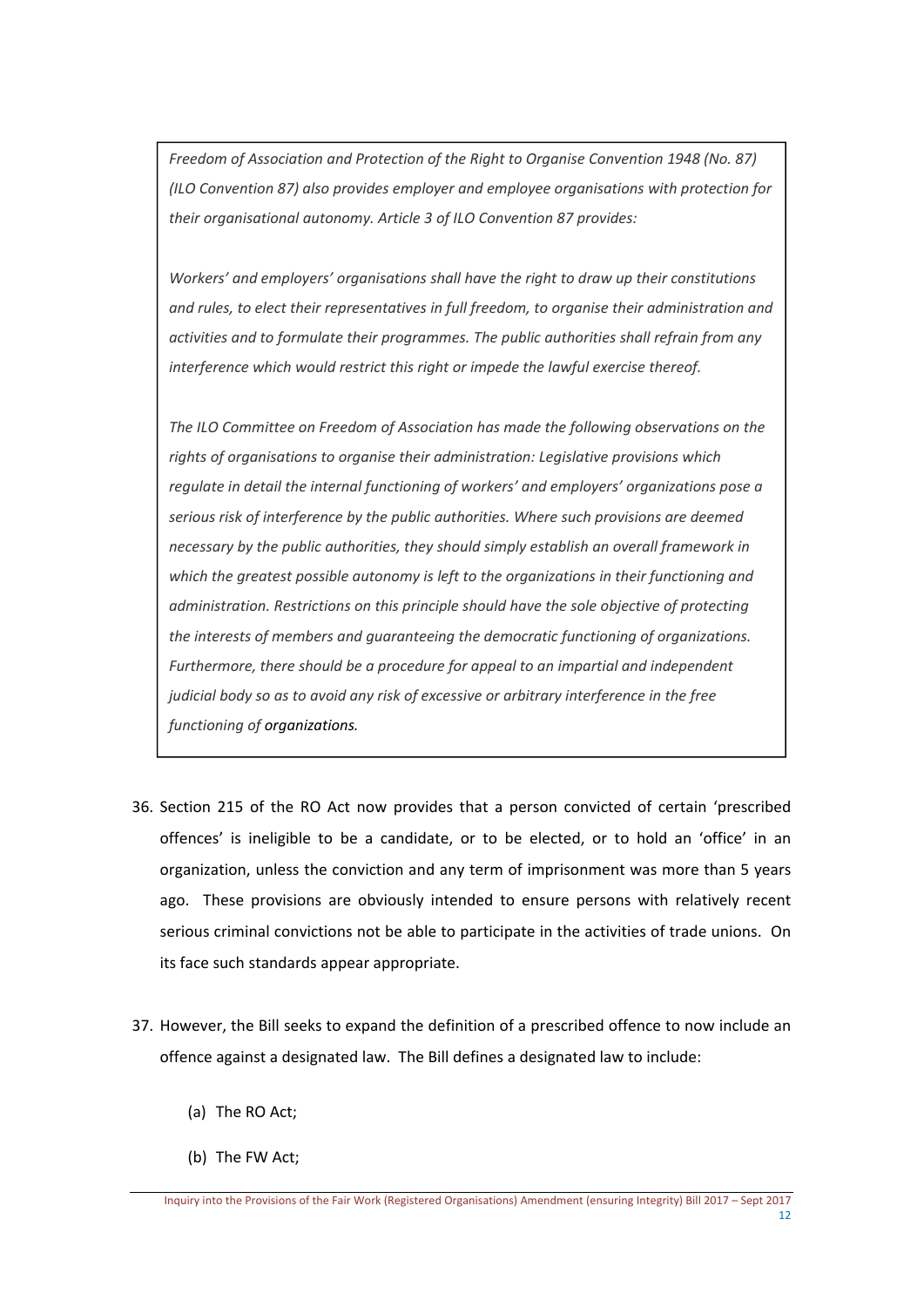> *Freedom of Association and Protection of the Right to Organise Convention 1948 (No. 87) (ILO Convention 87) also provides employer and employee organisations with protection for their organisational autonomy. Article 3 of ILO Convention 87 provides:*
>
> *Workers' and employers' organisations shall have the right to draw up their constitutions and rules, to elect their representatives in full freedom, to organise their administration and activities and to formulate their programmes. The public authorities shall refrain from any interference which would restrict this right or impede the lawful exercise thereof.*
>
> *The ILO Committee on Freedom of Association has made the following observations on the rights of organisations to organise their administration: Legislative provisions which regulate in detail the internal functioning of workers' and employers' organizations pose a serious risk of interference by the public authorities. Where such provisions are deemed necessary by the public authorities, they should simply establish an overall framework in which the greatest possible autonomy is left to the organizations in their functioning and administration. Restrictions on this principle should have the sole objective of protecting the interests of members and guaranteeing the democratic functioning of organizations. Furthermore, there should be a procedure for appeal to an impartial and independent judicial body so as to avoid any risk of excessive or arbitrary interference in the free functioning of organizations.*

36. Section 215 of the RO Act now provides that a person convicted of certain 'prescribed offences' is ineligible to be a candidate, or to be elected, or to hold an 'office' in an organization, unless the conviction and any term of imprisonment was more than 5 years ago. These provisions are obviously intended to ensure persons with relatively recent serious criminal convictions not be able to participate in the activities of trade unions. On its face such standards appear appropriate.

37. However, the Bill seeks to expand the definition of a prescribed offence to now include an offence against a designated law. The Bill defines a designated law to include:

    (a) The RO Act;

    (b) The FW Act;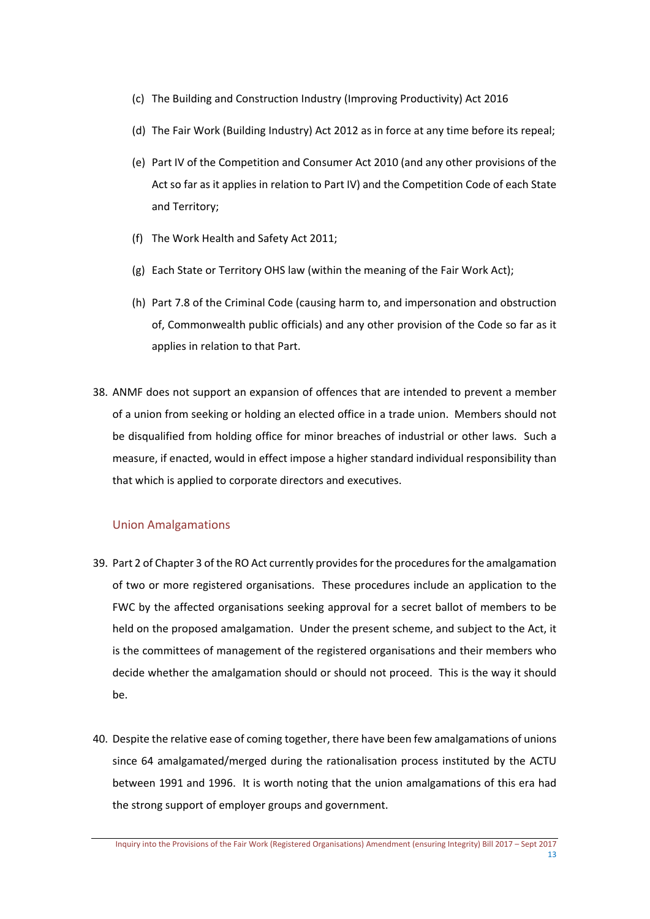(c) The Building and Construction Industry (Improving Productivity) Act 2016

(d) The Fair Work (Building Industry) Act 2012 as in force at any time before its repeal;

(e) Part IV of the Competition and Consumer Act 2010 (and any other provisions of the Act so far as it applies in relation to Part IV) and the Competition Code of each State and Territory;

(f) The Work Health and Safety Act 2011;

(g) Each State or Territory OHS law (within the meaning of the Fair Work Act);

(h) Part 7.8 of the Criminal Code (causing harm to, and impersonation and obstruction of, Commonwealth public officials) and any other provision of the Code so far as it applies in relation to that Part.

38. ANMF does not support an expansion of offences that are intended to prevent a member of a union from seeking or holding an elected office in a trade union. Members should not be disqualified from holding office for minor breaches of industrial or other laws. Such a measure, if enacted, would in effect impose a higher standard individual responsibility than that which is applied to corporate directors and executives.

## Union Amalgamations

39. Part 2 of Chapter 3 of the RO Act currently provides for the procedures for the amalgamation of two or more registered organisations. These procedures include an application to the FWC by the affected organisations seeking approval for a secret ballot of members to be held on the proposed amalgamation. Under the present scheme, and subject to the Act, it is the committees of management of the registered organisations and their members who decide whether the amalgamation should or should not proceed. This is the way it should be.

40. Despite the relative ease of coming together, there have been few amalgamations of unions since 64 amalgamated/merged during the rationalisation process instituted by the ACTU between 1991 and 1996. It is worth noting that the union amalgamations of this era had the strong support of employer groups and government.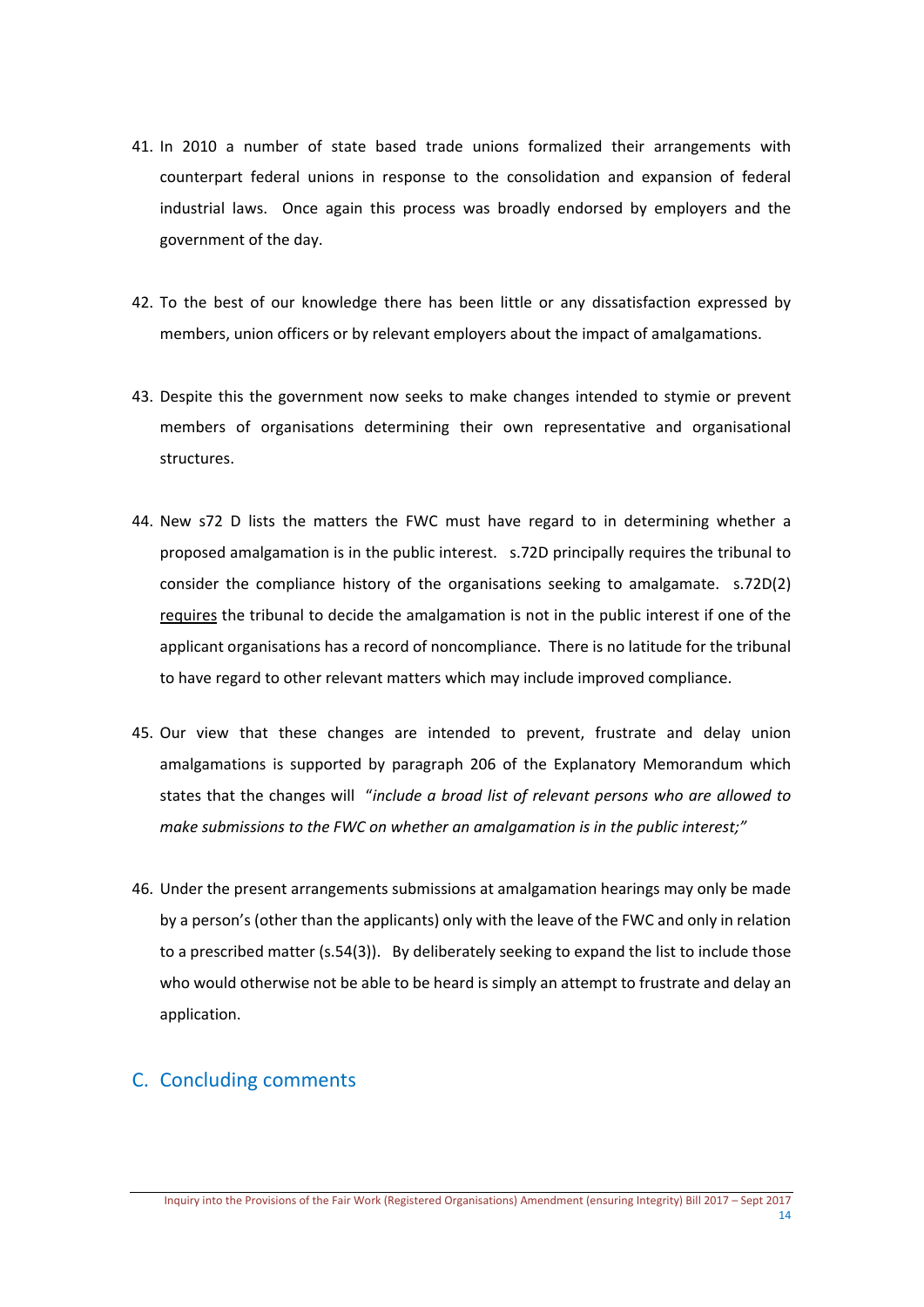41. In 2010 a number of state based trade unions formalized their arrangements with counterpart federal unions in response to the consolidation and expansion of federal industrial laws. Once again this process was broadly endorsed by employers and the government of the day.

42. To the best of our knowledge there has been little or any dissatisfaction expressed by members, union officers or by relevant employers about the impact of amalgamations.

43. Despite this the government now seeks to make changes intended to stymie or prevent members of organisations determining their own representative and organisational structures.

44. New s72 D lists the matters the FWC must have regard to in determining whether a proposed amalgamation is in the public interest. s.72D principally requires the tribunal to consider the compliance history of the organisations seeking to amalgamate. s.72D(2) <u>requires</u> the tribunal to decide the amalgamation is not in the public interest if one of the applicant organisations has a record of noncompliance. There is no latitude for the tribunal to have regard to other relevant matters which may include improved compliance.

45. Our view that these changes are intended to prevent, frustrate and delay union amalgamations is supported by paragraph 206 of the Explanatory Memorandum which states that the changes will "*include a broad list of relevant persons who are allowed to make submissions to the FWC on whether an amalgamation is in the public interest;*"

46. Under the present arrangements submissions at amalgamation hearings may only be made by a person's (other than the applicants) only with the leave of the FWC and only in relation to a prescribed matter (s.54(3)). By deliberately seeking to expand the list to include those who would otherwise not be able to be heard is simply an attempt to frustrate and delay an application.

## C. Concluding comments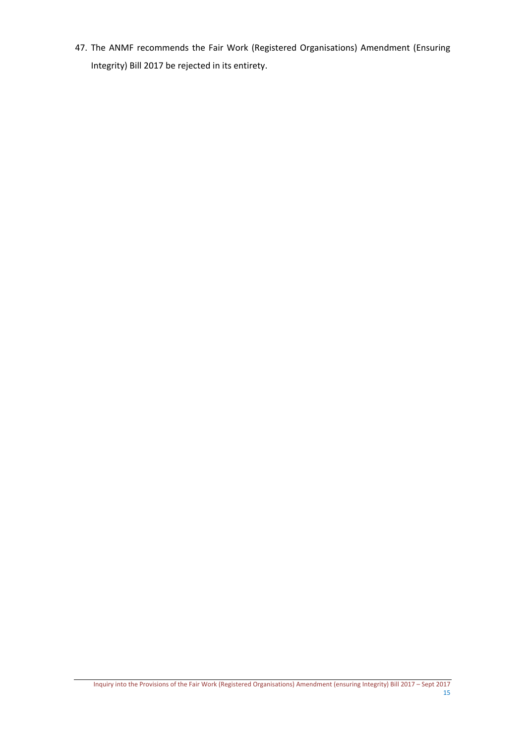47. The ANMF recommends the Fair Work (Registered Organisations) Amendment (Ensuring Integrity) Bill 2017 be rejected in its entirety.